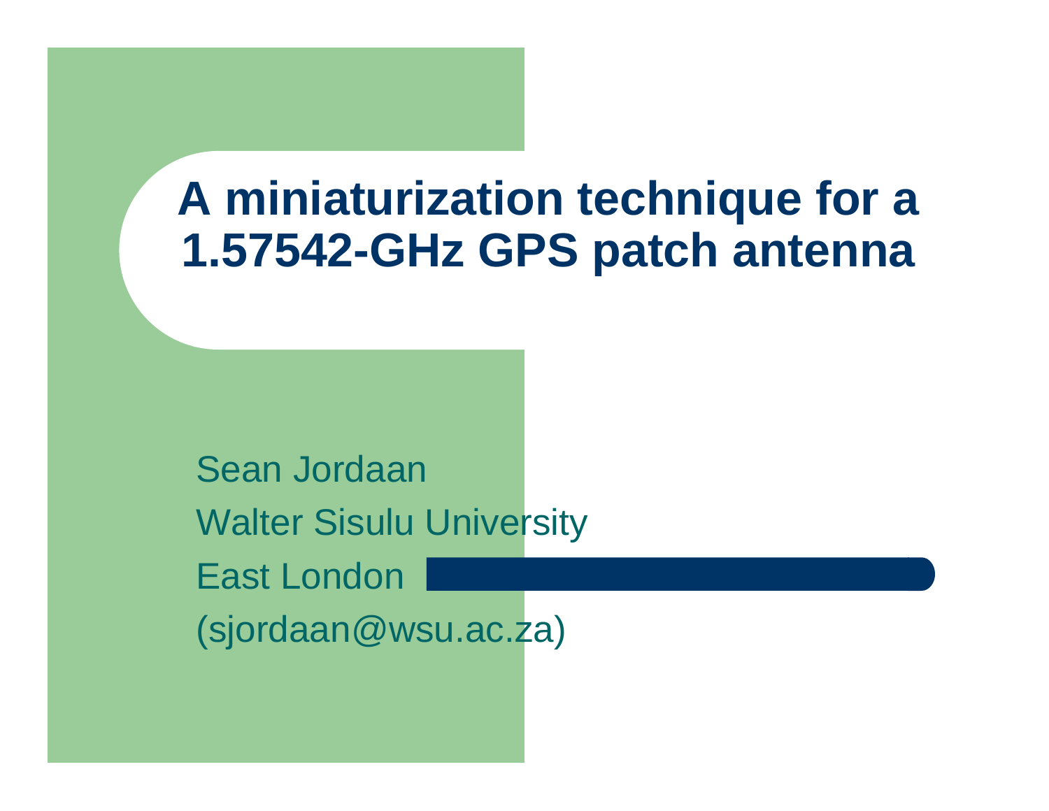# A miniaturization technique for a 1.57542-GHz GPS patch antenna

Sean Jordaan

Walter Sisulu University

East London

(sjordaan@wsu.ac.za)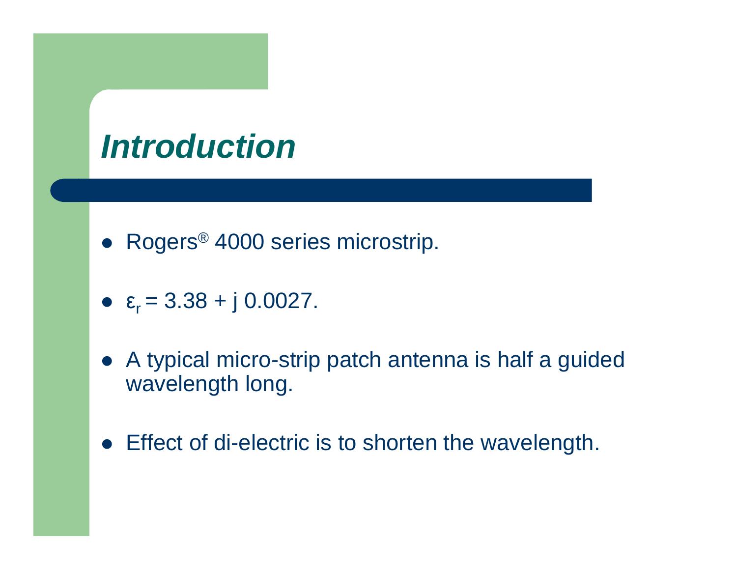# *Introduction*

- Rogers® 4000 series microstrip.
- $\varepsilon_r = 3.38 + j\,0.0027$.
- A typical micro-strip patch antenna is half a guided wavelength long.
- Effect of di-electric is to shorten the wavelength.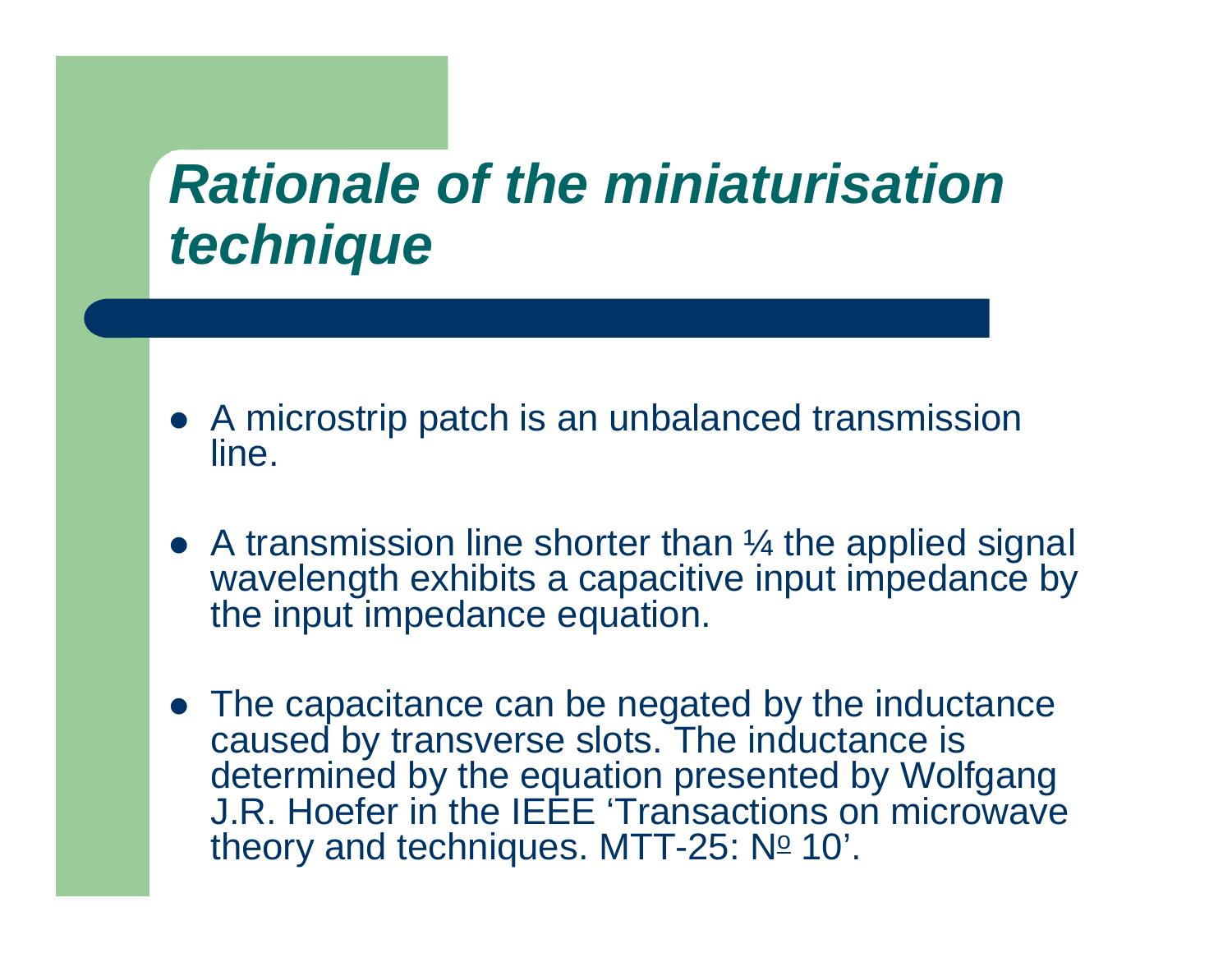# *Rationale of the miniaturisation technique*

- A microstrip patch is an unbalanced transmission line.
- A transmission line shorter than ¼ the applied signal wavelength exhibits a capacitive input impedance by the input impedance equation.
- The capacitance can be negated by the inductance caused by transverse slots. The inductance is determined by the equation presented by Wolfgang J.R. Hoefer in the IEEE 'Transactions on microwave theory and techniques. MTT-25: № 10'.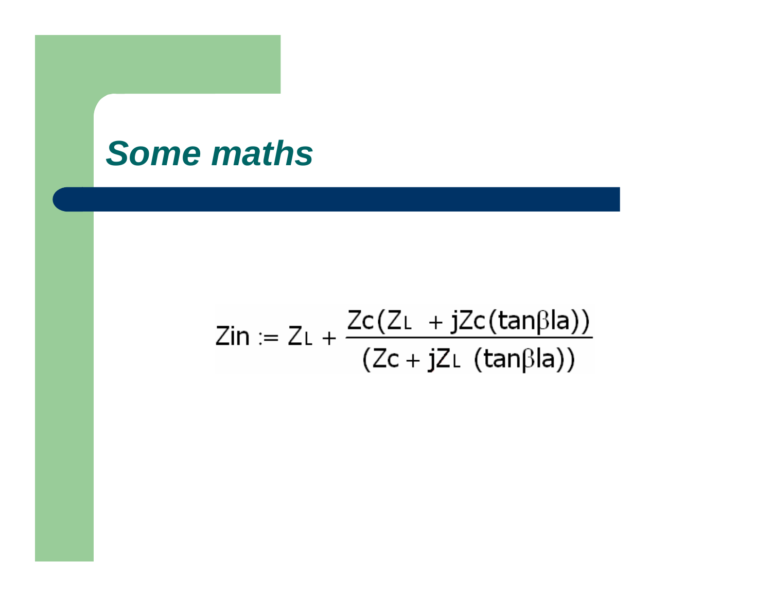## *Some maths*

$$Z_{in} := Z_L + \frac{Z_c(Z_L + jZ_c(\tan\beta l_a))}{(Z_c + jZ_L(\tan\beta l_a))}$$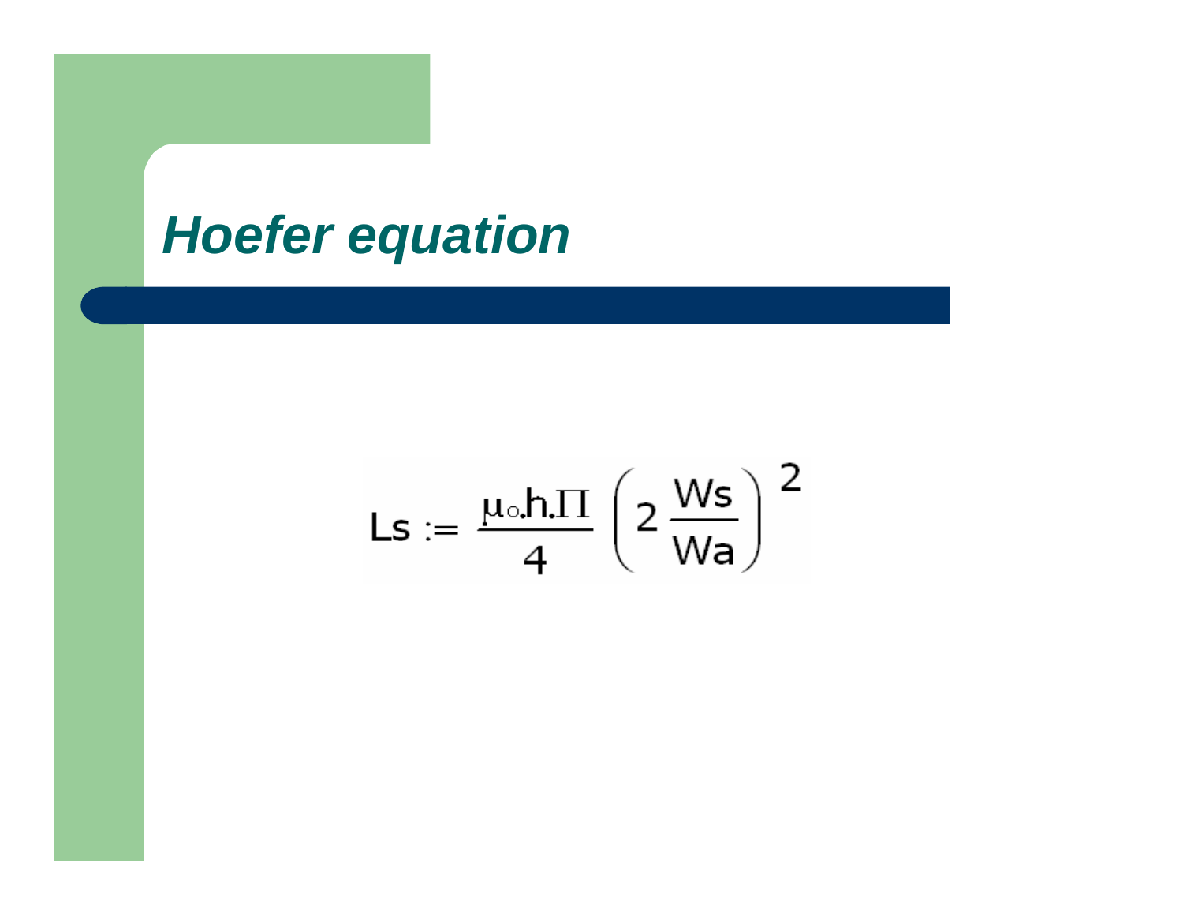# Hoefer equation

$$Ls := \frac{\mu_o . h . \Pi}{4} \left( 2 \frac{Ws}{Wa} \right)^2$$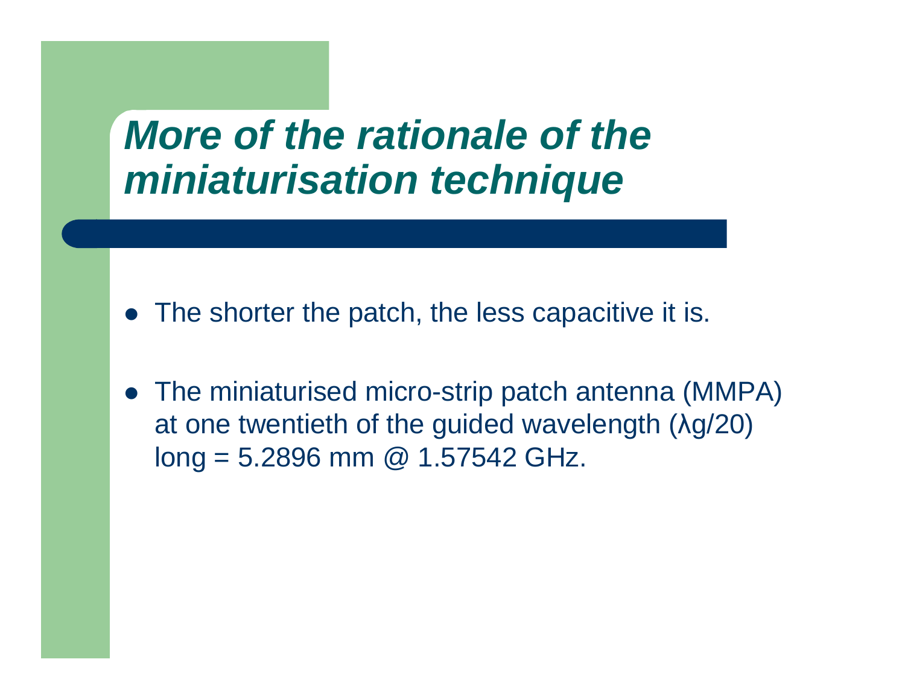# *More of the rationale of the miniaturisation technique*

- The shorter the patch, the less capacitive it is.
- The miniaturised micro-strip patch antenna (MMPA) at one twentieth of the guided wavelength ($\lambda g/20$) long = 5.2896 mm @ 1.57542 GHz.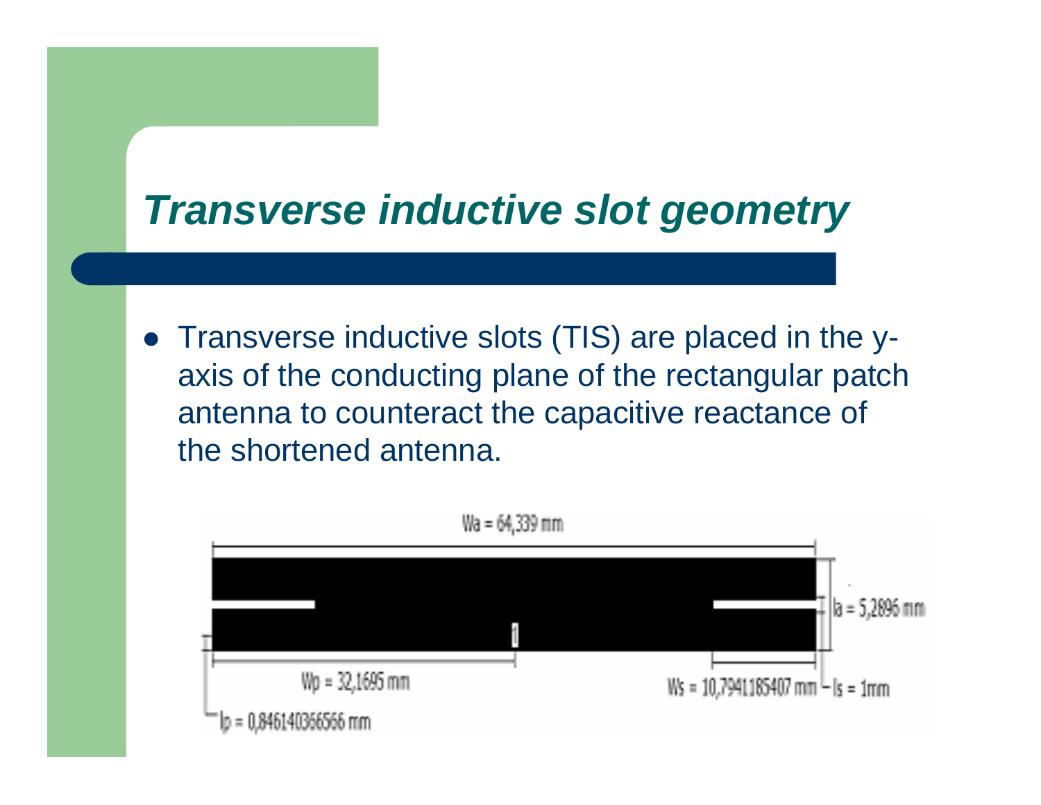## *Transverse inductive slot geometry*

- Transverse inductive slots (TIS) are placed in the y-axis of the conducting plane of the rectangular patch antenna to counteract the capacitive reactance of the shortened antenna.

Wa = 64,339 mm

la = 5,2896 mm

Wp = 32,1695 mm

Ws = 10,7941185407 mm

ls = 1mm

lp = 0,846140366566 mm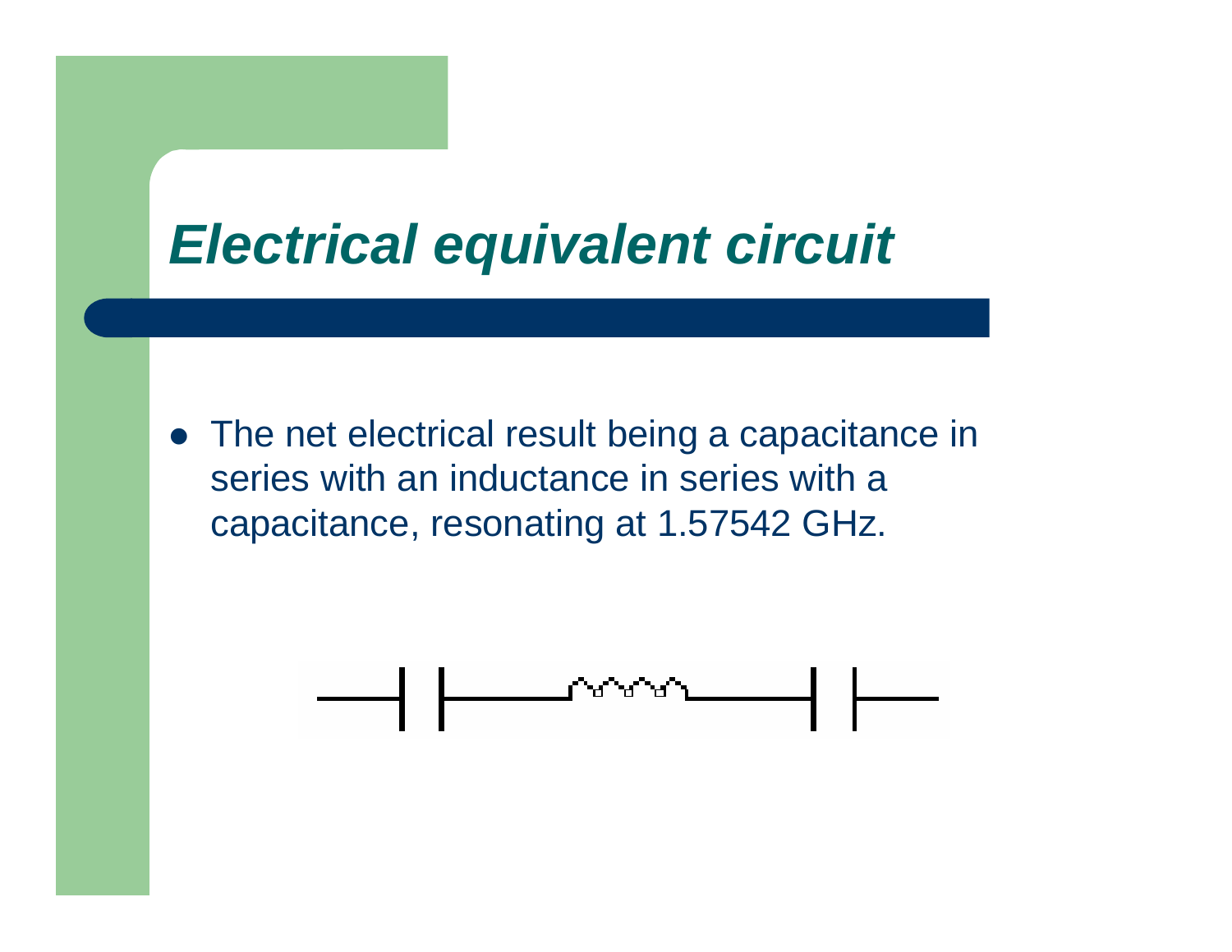# *Electrical equivalent circuit*

- The net electrical result being a capacitance in series with an inductance in series with a capacitance, resonating at 1.57542 GHz.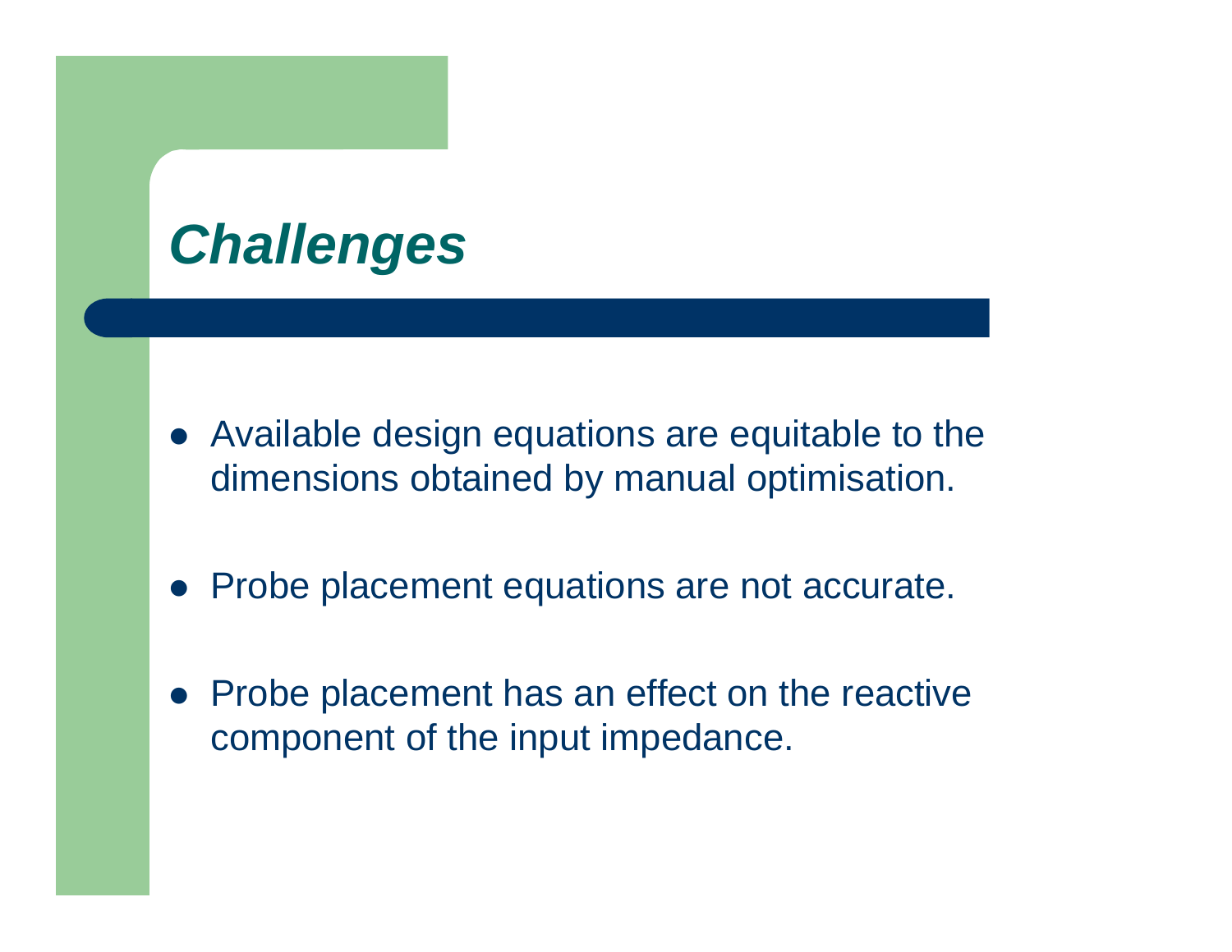# *Challenges*

- Available design equations are equitable to the dimensions obtained by manual optimisation.
- Probe placement equations are not accurate.
- Probe placement has an effect on the reactive component of the input impedance.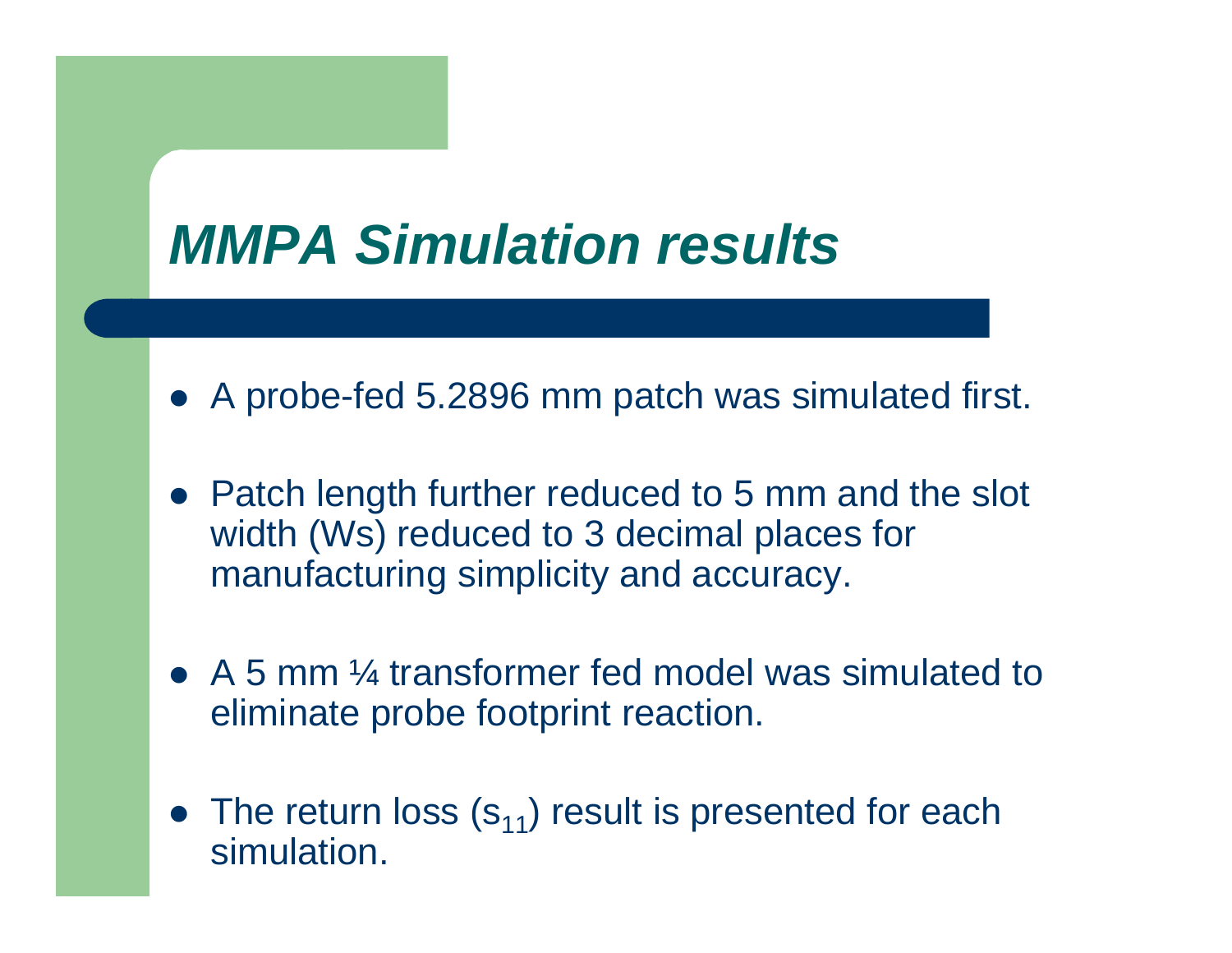# *MMPA Simulation results*

- A probe-fed 5.2896 mm patch was simulated first.
- Patch length further reduced to 5 mm and the slot width (Ws) reduced to 3 decimal places for manufacturing simplicity and accuracy.
- A 5 mm ¼ transformer fed model was simulated to eliminate probe footprint reaction.
- The return loss ($s_{11}$) result is presented for each simulation.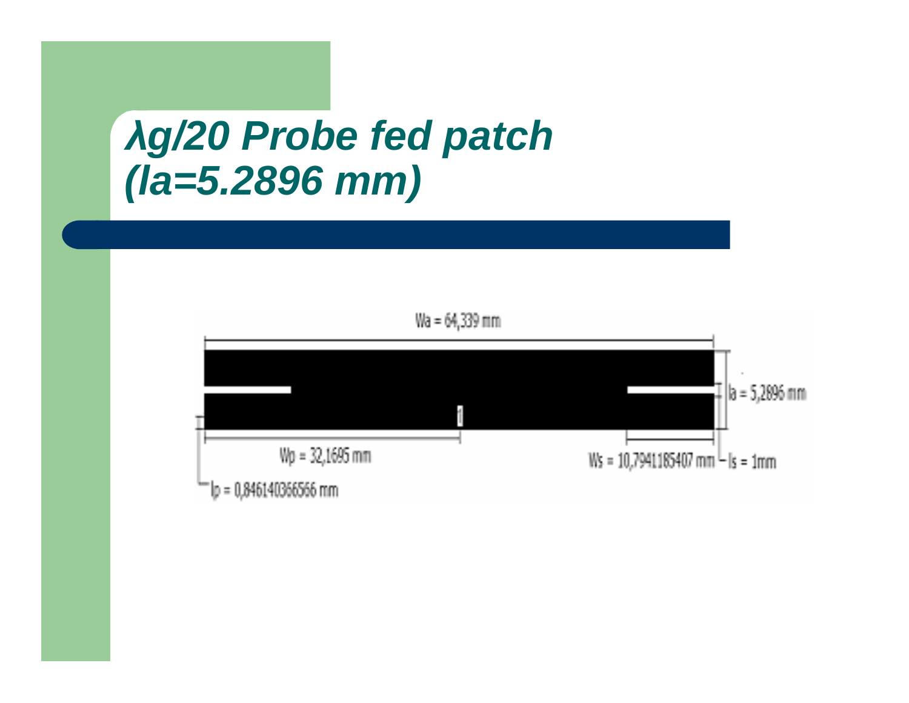# λg/20 Probe fed patch (la=5.2896 mm)

Wa = 64,339 mm

la = 5,2896 mm

Wp = 32,1695 mm

Ws = 10,7941185407 mm

ls = 1mm

lp = 0,846140366566 mm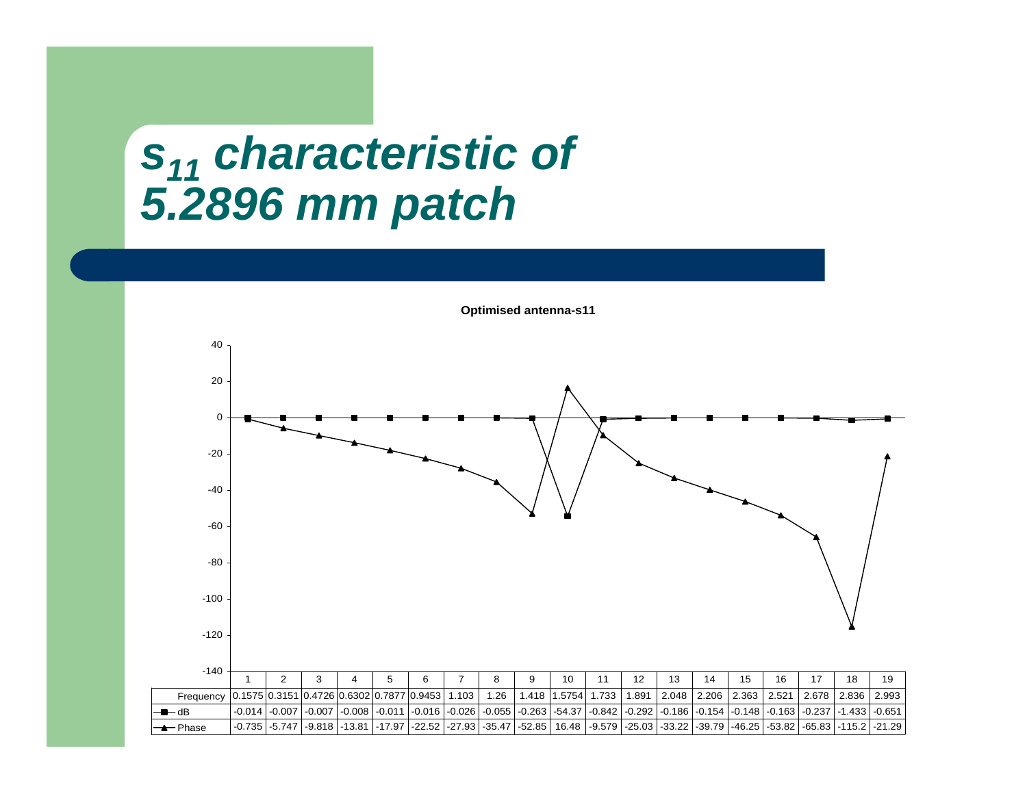# $s_{11}$ characteristic of 5.2896 mm patch

**Optimised antenna-s11**

| | 1 | 2 | 3 | 4 | 5 | 6 | 7 | 8 | 9 | 10 | 11 | 12 | 13 | 14 | 15 | 16 | 17 | 18 | 19 |
|---|---|---|---|---|---|---|---|---|---|---|---|---|---|---|---|---|---|---|---|
| Frequency | 0.1575 | 0.3151 | 0.4726 | 0.6302 | 0.7877 | 0.9453 | 1.103 | 1.26 | 1.418 | 1.5754 | 1.733 | 1.891 | 2.048 | 2.206 | 2.363 | 2.521 | 2.678 | 2.836 | 2.993 |
| dB | -0.014 | -0.007 | -0.007 | -0.008 | -0.011 | -0.016 | -0.026 | -0.055 | -0.263 | -54.37 | -0.842 | -0.292 | -0.186 | -0.154 | -0.148 | -0.163 | -0.237 | -1.433 | -0.651 |
| Phase | -0.735 | -5.747 | -9.818 | -13.81 | -17.97 | -22.52 | -27.93 | -35.47 | -52.85 | 16.48 | -9.579 | -25.03 | -33.22 | -39.79 | -46.25 | -53.82 | -65.83 | -115.2 | -21.29 |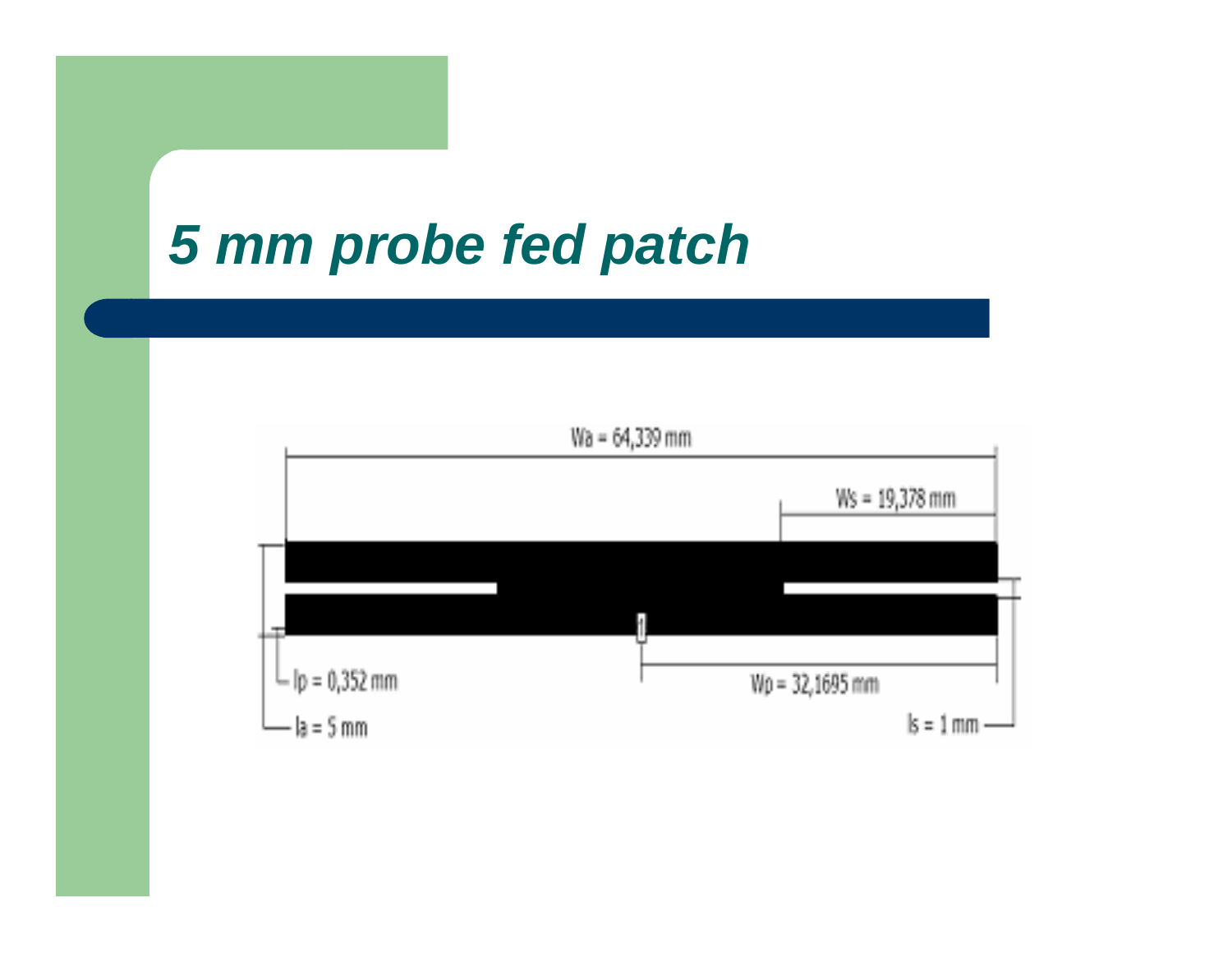# 5 mm probe fed patch

$W_a$ = 64,339 mm

$W_s$ = 19,378 mm

$l_p$ = 0,352 mm

$W_p$ = 32,1695 mm

$l_a$ = 5 mm

$l_s$ = 1 mm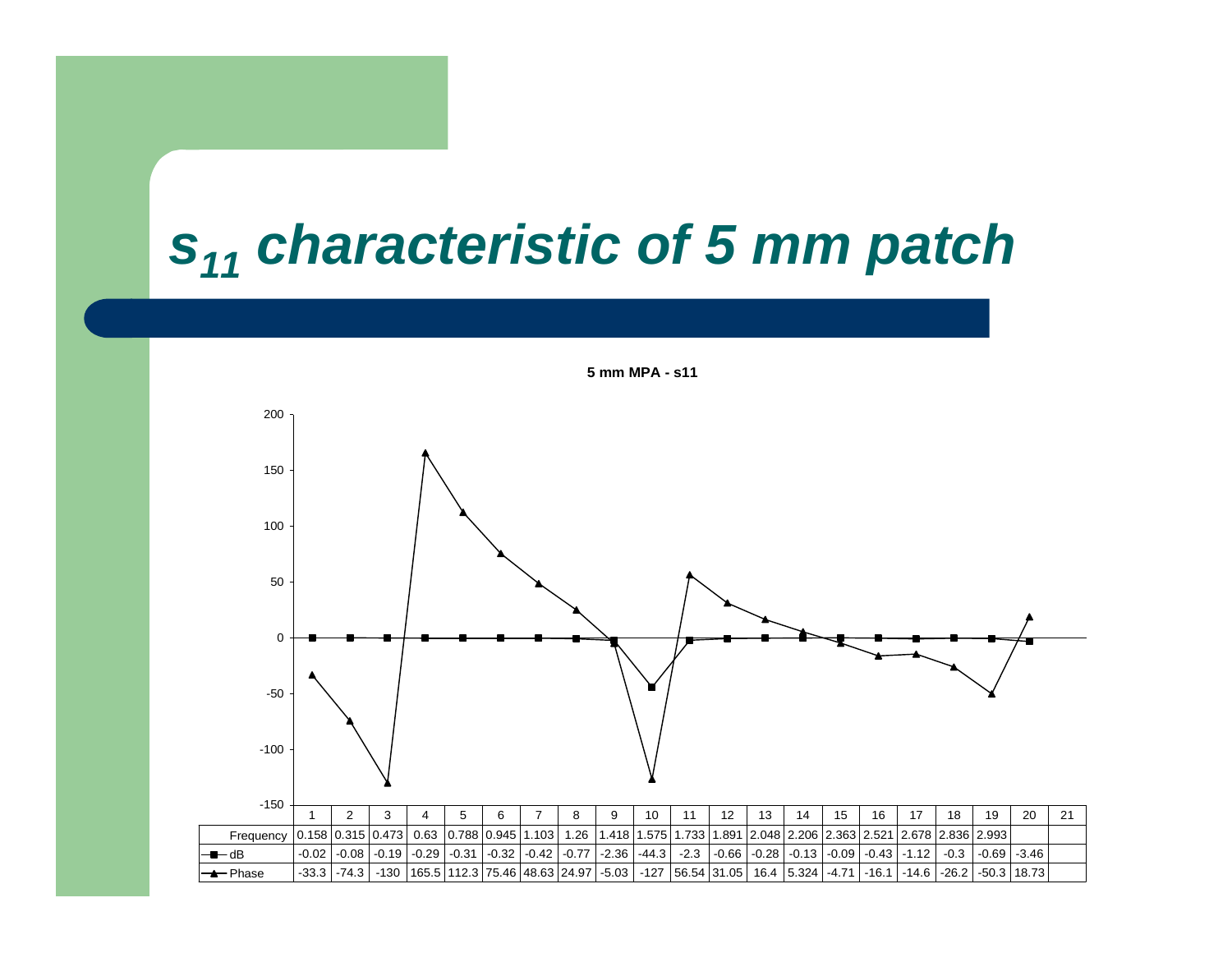# $s_{11}$ characteristic of 5 mm patch

**5 mm MPA - s11**

| | 1 | 2 | 3 | 4 | 5 | 6 | 7 | 8 | 9 | 10 | 11 | 12 | 13 | 14 | 15 | 16 | 17 | 18 | 19 | 20 | 21 |
|---|---|---|---|---|---|---|---|---|---|---|---|---|---|---|---|---|---|---|---|---|---|
| Frequency | 0.158 | 0.315 | 0.473 | 0.63 | 0.788 | 0.945 | 1.103 | 1.26 | 1.418 | 1.575 | 1.733 | 1.891 | 2.048 | 2.206 | 2.363 | 2.521 | 2.678 | 2.836 | 2.993 | | |
| dB | -0.02 | -0.08 | -0.19 | -0.29 | -0.31 | -0.32 | -0.42 | -0.77 | -2.36 | -44.3 | -2.3 | -0.66 | -0.28 | -0.13 | -0.09 | -0.43 | -1.12 | -0.3 | -0.69 | -3.46 | |
| Phase | -33.3 | -74.3 | -130 | 165.5 | 112.3 | 75.46 | 48.63 | 24.97 | -5.03 | -127 | 56.54 | 31.05 | 16.4 | 5.324 | -4.71 | -16.1 | -14.6 | -26.2 | -50.3 | 18.73 | |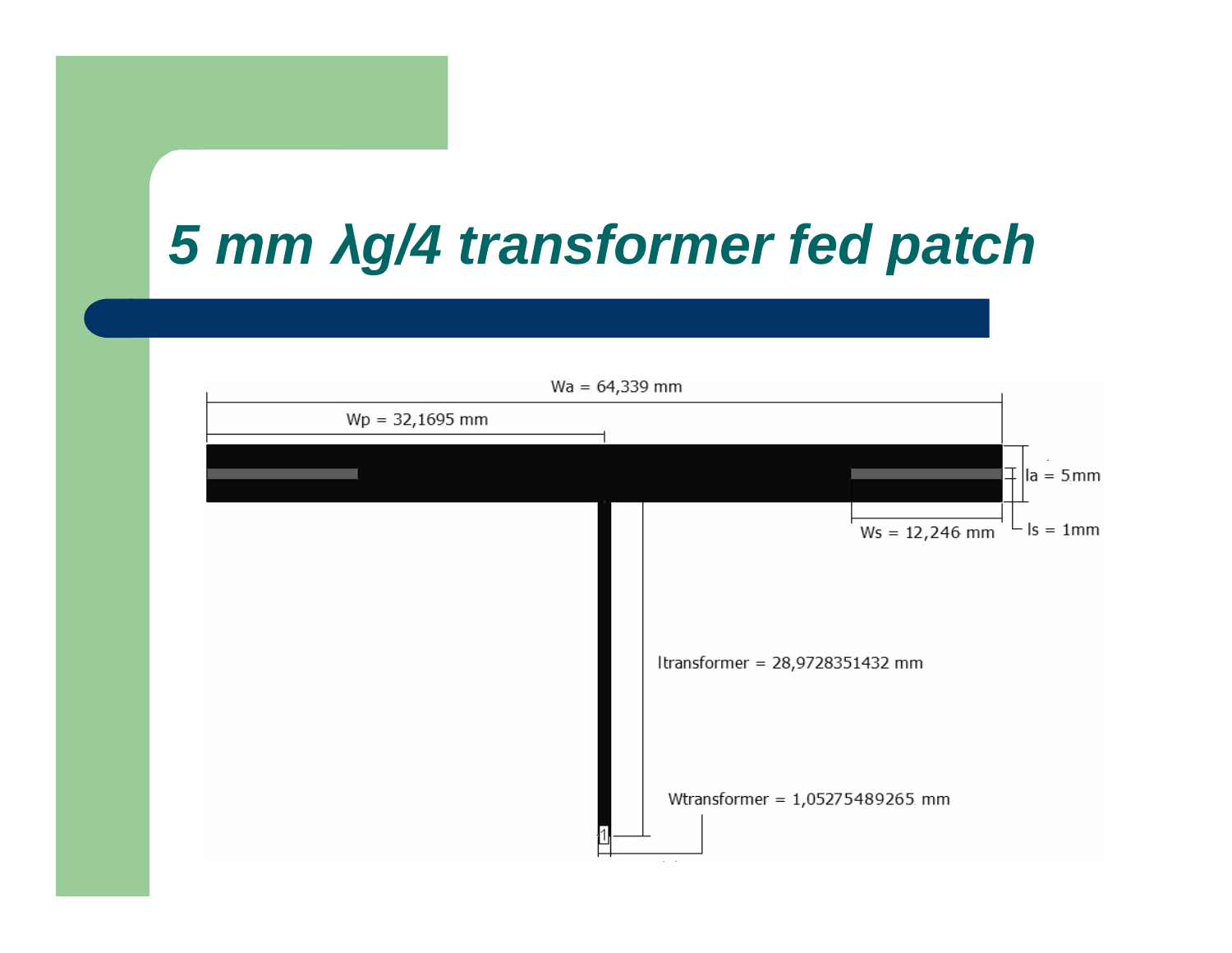# 5 mm λg/4 transformer fed patch

Wa = 64,339 mm

Wp = 32,1695 mm

la = 5mm

Ws = 12,246 mm

ls = 1mm

ltransformer = 28,9728351432 mm

Wtransformer = 1,05275489265 mm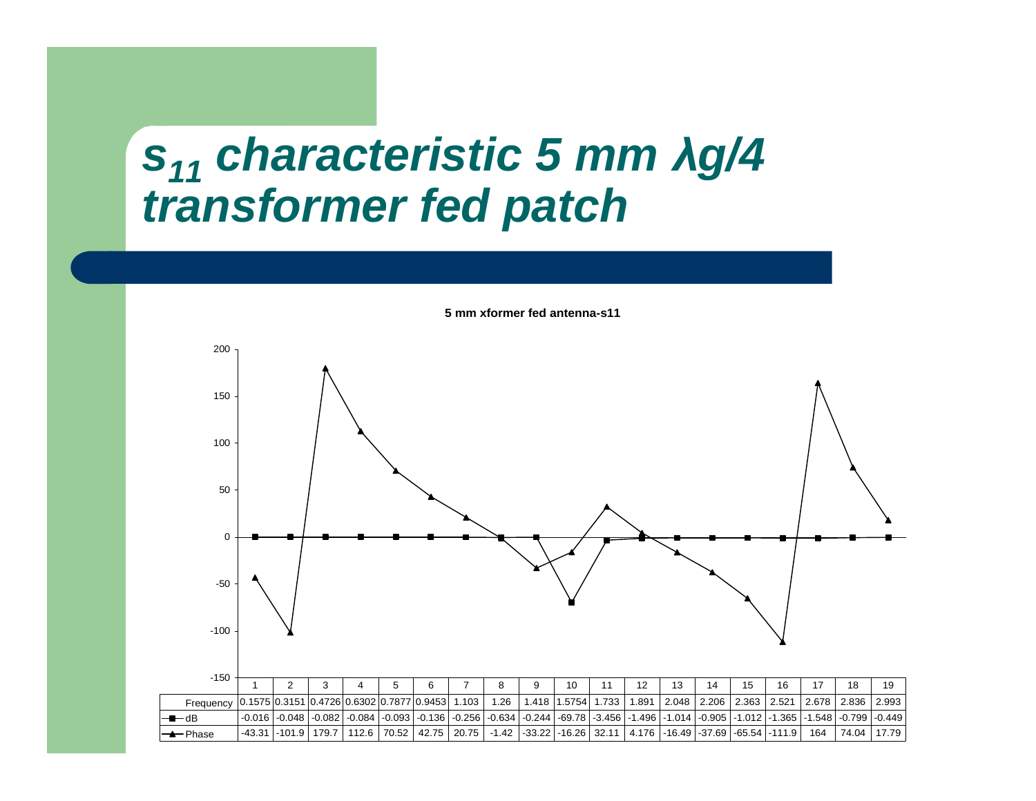# $s_{11}$ characteristic 5 mm λg/4 transformer fed patch

**5 mm xformer fed antenna-s11**

| | 1 | 2 | 3 | 4 | 5 | 6 | 7 | 8 | 9 | 10 | 11 | 12 | 13 | 14 | 15 | 16 | 17 | 18 | 19 |
|---|---|---|---|---|---|---|---|---|---|---|---|---|---|---|---|---|---|---|---|
| Frequency | 0.1575 | 0.3151 | 0.4726 | 0.6302 | 0.7877 | 0.9453 | 1.103 | 1.26 | 1.418 | 1.5754 | 1.733 | 1.891 | 2.048 | 2.206 | 2.363 | 2.521 | 2.678 | 2.836 | 2.993 |
| dB | -0.016 | -0.048 | -0.082 | -0.084 | -0.093 | -0.136 | -0.256 | -0.634 | -0.244 | -69.78 | -3.456 | -1.496 | -1.014 | -0.905 | -1.012 | -1.365 | -1.548 | -0.799 | -0.449 |
| Phase | -43.31 | -101.9 | 179.7 | 112.6 | 70.52 | 42.75 | 20.75 | -1.42 | -33.22 | -16.26 | 32.11 | 4.176 | -16.49 | -37.69 | -65.54 | -111.9 | 164 | 74.04 | 17.79 |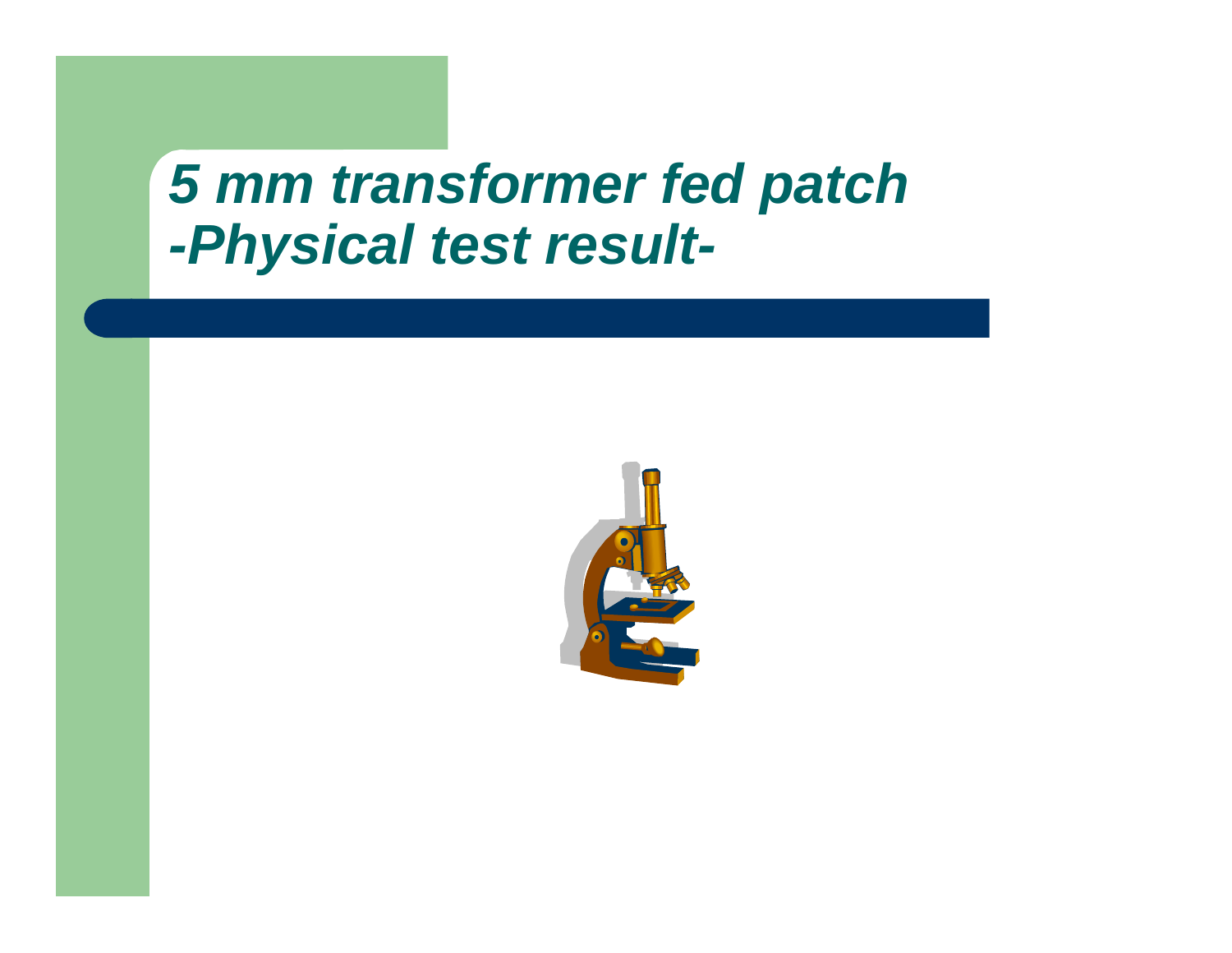# 5 mm transformer fed patch -Physical test result-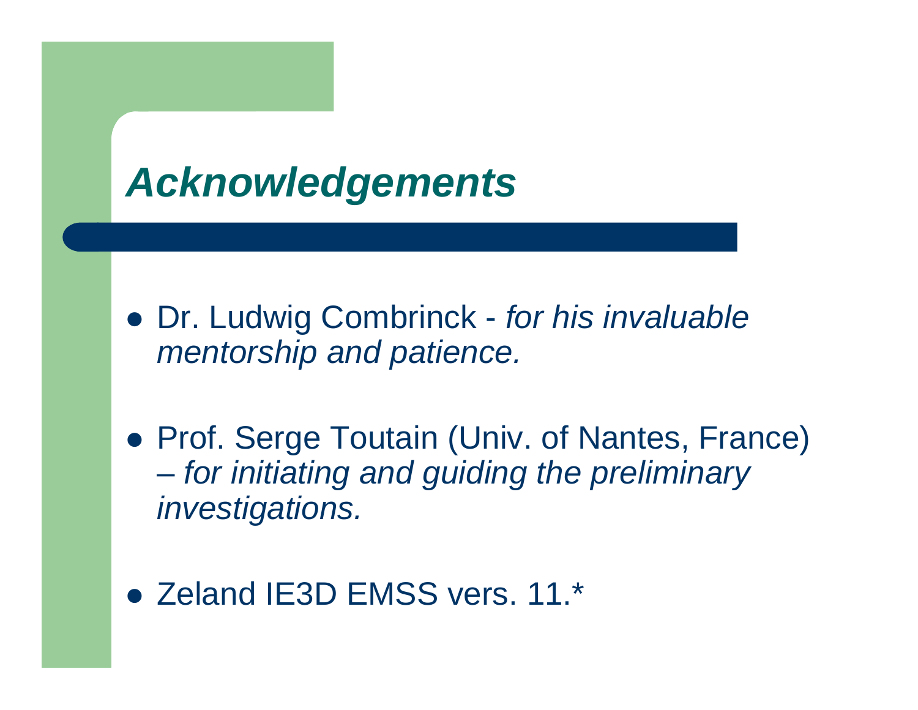# *Acknowledgements*

- Dr. Ludwig Combrinck - *for his invaluable mentorship and patience.*
- Prof. Serge Toutain (Univ. of Nantes, France) – *for initiating and guiding the preliminary investigations.*
- Zeland IE3D EMSS vers. 11.*